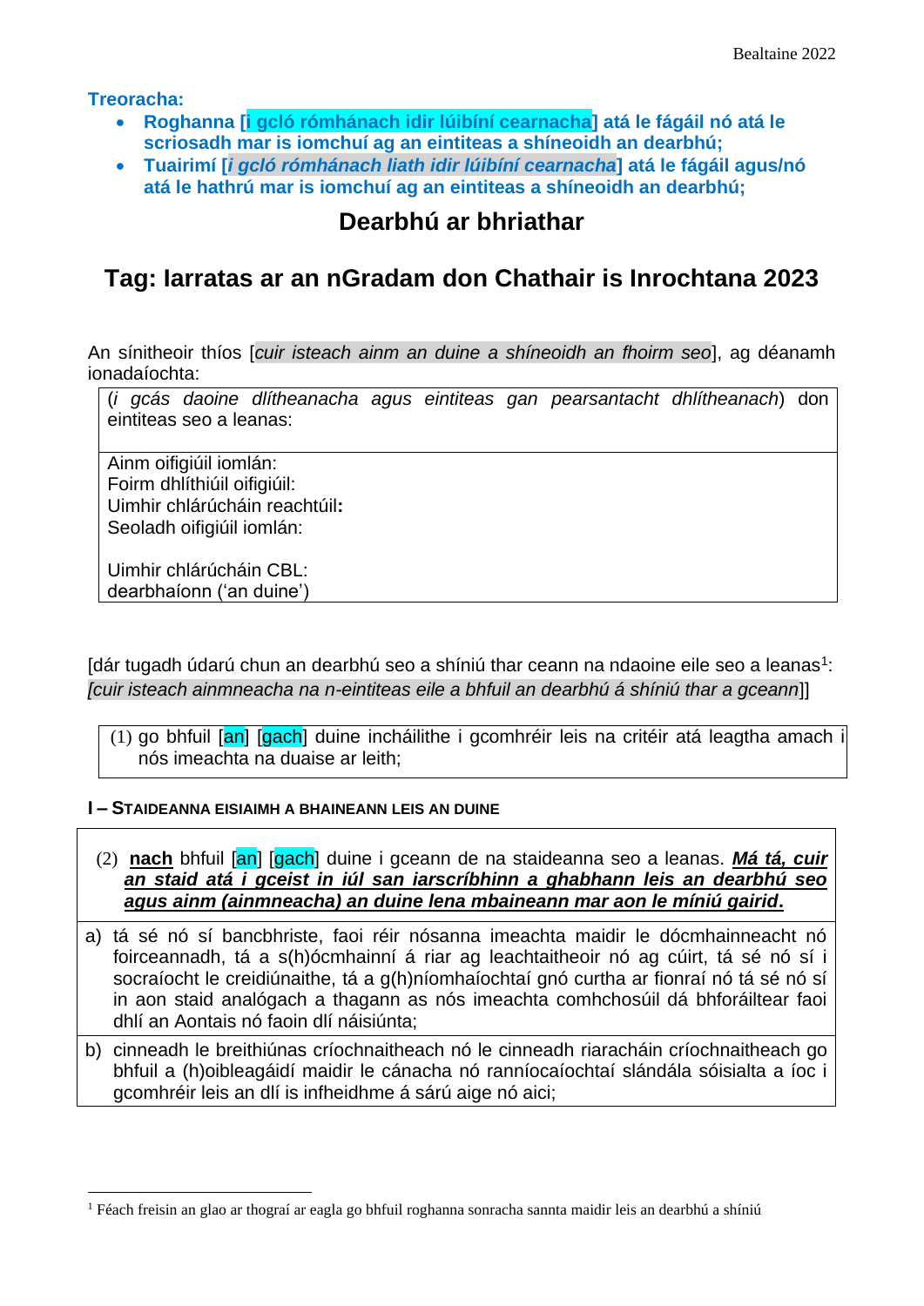**Treoracha:**

- **Roghanna [i gcló rómhánach idir lúibíní cearnacha] atá le fágáil nó atá le scriosadh mar is iomchuí ag an eintiteas a shíneoidh an dearbhú;**
- **Tuairimí [*i gcló rómhánach liath idir lúibíní cearnacha*] atá le fágáil agus/nó atá le hathrú mar is iomchuí ag an eintiteas a shíneoidh an dearbhú;**

# Dearbhú ar bhriathar

# Tag: Iarratas ar an nGradam don Chathair is Inrochtana 2023

An sínitheoir thíos [*cuir isteach ainm an duine a shíneoidh an fhoirm seo*], ag déanamh ionadaíochta:

| (*i gcás daoine dlítheanacha agus eintiteas gan pearsantacht dhlítheanach*) don eintiteas seo a leanas: |
|---|
| Ainm oifigiúil iomlán:<br>Foirm dhlíthiúil oifigiúil:<br>Uimhir chlárúcháin reachtúil:<br>Seoladh oifigiúil iomlán:<br><br>Uimhir chlárúcháin CBL:<br>dearbhaíonn ('an duine') |

[dár tugadh údarú chun an dearbhú seo a shíniú thar ceann na ndaoine eile seo a leanas[1]: *[cuir isteach ainmneacha na n-eintiteas eile a bhfuil an dearbhú á shíniú thar a gceann*]]

| (1) go bhfuil [an] [gach] duine incháilithe i gcomhréir leis na critéir atá leagtha amach i nós imeachta na duaise ar leith; |
|---|

**I – STAIDEANNA EISIAIMH A BHAINEANN LEIS AN DUINE**

| (2) **nach** bhfuil [an] [gach] duine i gceann de na staideanna seo a leanas. ***Má tá, cuir an staid atá i gceist in iúl san iarscríbhinn a ghabhann leis an dearbhú seo agus ainm (ainmneacha) an duine lena mbaineann mar aon le míniú gairid.*** |
|---|
| a) tá sé nó sí bancbhriste, faoi réir nósanna imeachta maidir le dócmhainneacht nó foirceannadh, tá a s(h)ócmhainní á riar ag leachtaitheoir nó ag cúirt, tá sé nó sí i socraíocht le creidiúnaithe, tá a g(h)níomhaíochtaí gnó curtha ar fionraí nó tá sé nó sí in aon staid analógach a thagann as nós imeachta comhchosúil dá bhforáiltear faoi dhlí an Aontais nó faoin dlí náisiúnta; |
| b) cinneadh le breithiúnas críochnaitheach nó le cinneadh riaracháin críochnaitheach go bhfuil a (h)oibleagáidí maidir le cánacha nó ranníocaíochtaí slándála sóisialta a íoc i gcomhréir leis an dlí is infheidhme á sárú aige nó aici; |

[1] Féach freisin an glao ar thograí ar eagla go bhfuil roghanna sonracha sannta maidir leis an dearbhú a shíniú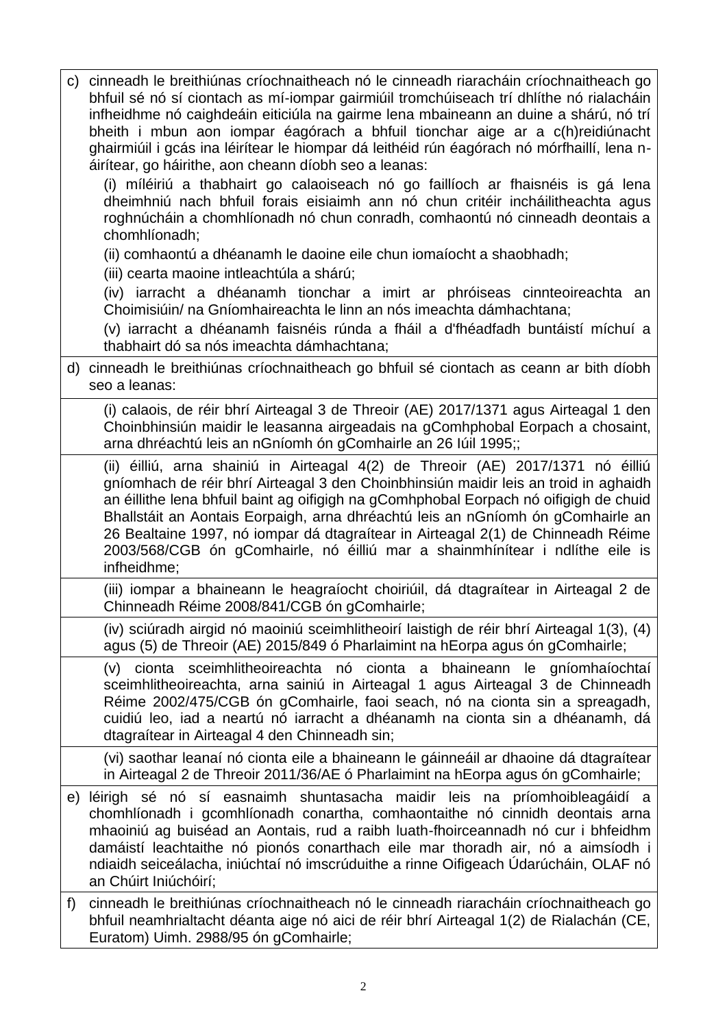c) cinneadh le breithiúnas críochnaitheach nó le cinneadh riaracháin críochnaitheach go bhfuil sé nó sí ciontach as mí-iompar gairmiúil tromchúiseach trí dhlíthe nó rialacháin infheidhme nó caighdeáin eiticiúla na gairme lena mbaineann an duine a shárú, nó trí bheith i mbun aon iompar éagórach a bhfuil tionchar aige ar a c(h)reidiúnacht ghairmiúil i gcás ina léirítear le hiompar dá leithéid rún éagórach nó mórfhaillí, lena n-áirítear, go háirithe, aon cheann díobh seo a leanas:

   (i) míléiriú a thabhairt go calaoiseach nó go faillíoch ar fhaisnéis is gá lena dheimhniú nach bhfuil forais eisiaimh ann nó chun critéir incháilitheachta agus roghnúcháin a chomhlíonadh nó chun conradh, comhaontú nó cinneadh deontais a chomhlíonadh;

   (ii) comhaontú a dhéanamh le daoine eile chun iomaíocht a shaobhadh;

   (iii) cearta maoine intleachtúla a shárú;

   (iv) iarracht a dhéanamh tionchar a imirt ar phróiseas cinnteoireachta an Choimisiúin/ na Gníomhaireachta le linn an nós imeachta dámhachtana;

   (v) iarracht a dhéanamh faisnéis rúnda a fháil a d'fhéadfadh buntáistí míchuí a thabhairt dó sa nós imeachta dámhachtana;

d) cinneadh le breithiúnas críochnaitheach go bhfuil sé ciontach as ceann ar bith díobh seo a leanas:

   (i) calaois, de réir bhrí Airteagal 3 de Threoir (AE) 2017/1371 agus Airteagal 1 den Choinbhinsiún maidir le leasanna airgeadais na gComhphobal Eorpach a chosaint, arna dhréachtú leis an nGníomh ón gComhairle an 26 Iúil 1995;;

   (ii) éilliú, arna shainiú in Airteagal 4(2) de Threoir (AE) 2017/1371 nó éilliú gníomhach de réir bhrí Airteagal 3 den Choinbhinsiún maidir leis an troid in aghaidh an éillithe lena bhfuil baint ag oifigigh na gComhphobal Eorpach nó oifigigh de chuid Bhallstáit an Aontais Eorpaigh, arna dhréachtú leis an nGníomh ón gComhairle an 26 Bealtaine 1997, nó iompar dá dtagraítear in Airteagal 2(1) de Chinneadh Réime 2003/568/CGB ón gComhairle, nó éilliú mar a shainmhínítear i ndlíthe eile is infheidhme;

   (iii) iompar a bhaineann le heagraíocht choiriúil, dá dtagraítear in Airteagal 2 de Chinneadh Réime 2008/841/CGB ón gComhairle;

   (iv) sciúradh airgid nó maoiniú sceimhlitheoirí laistigh de réir bhrí Airteagal 1(3), (4) agus (5) de Threoir (AE) 2015/849 ó Pharlaimint na hEorpa agus ón gComhairle;

   (v) cionta sceimhlitheoireachta nó cionta a bhaineann le gníomhaíochtaí sceimhlitheoireachta, arna sainiú in Airteagal 1 agus Airteagal 3 de Chinneadh Réime 2002/475/CGB ón gComhairle, faoi seach, nó na cionta sin a spreagadh, cuidiú leo, iad a neartú nó iarracht a dhéanamh na cionta sin a dhéanamh, dá dtagraítear in Airteagal 4 den Chinneadh sin;

   (vi) saothar leanaí nó cionta eile a bhaineann le gáinneáil ar dhaoine dá dtagraítear in Airteagal 2 de Threoir 2011/36/AE ó Pharlaimint na hEorpa agus ón gComhairle;

e) léirigh sé nó sí easnaimh shuntasacha maidir leis na príomhoibleagáidí a chomhlíonadh i gcomhlíonadh conartha, comhaontaithe nó cinnidh deontais arna mhaoiniú ag buiséad an Aontais, rud a raibh luath-fhoirceannadh nó cur i bhfeidhm damáistí leachtaithe nó pionós conarthach eile mar thoradh air, nó a aimsíodh i ndiaidh seiceálacha, iniúchtaí nó imscrúduithe a rinne Oifigeach Údarúcháin, OLAF nó an Chúirt Iniúchóirí;

f) cinneadh le breithiúnas críochnaitheach nó le cinneadh riaracháin críochnaitheach go bhfuil neamhrialtacht déanta aige nó aici de réir bhrí Airteagal 1(2) de Rialachán (CE, Euratom) Uimh. 2988/95 ón gComhairle;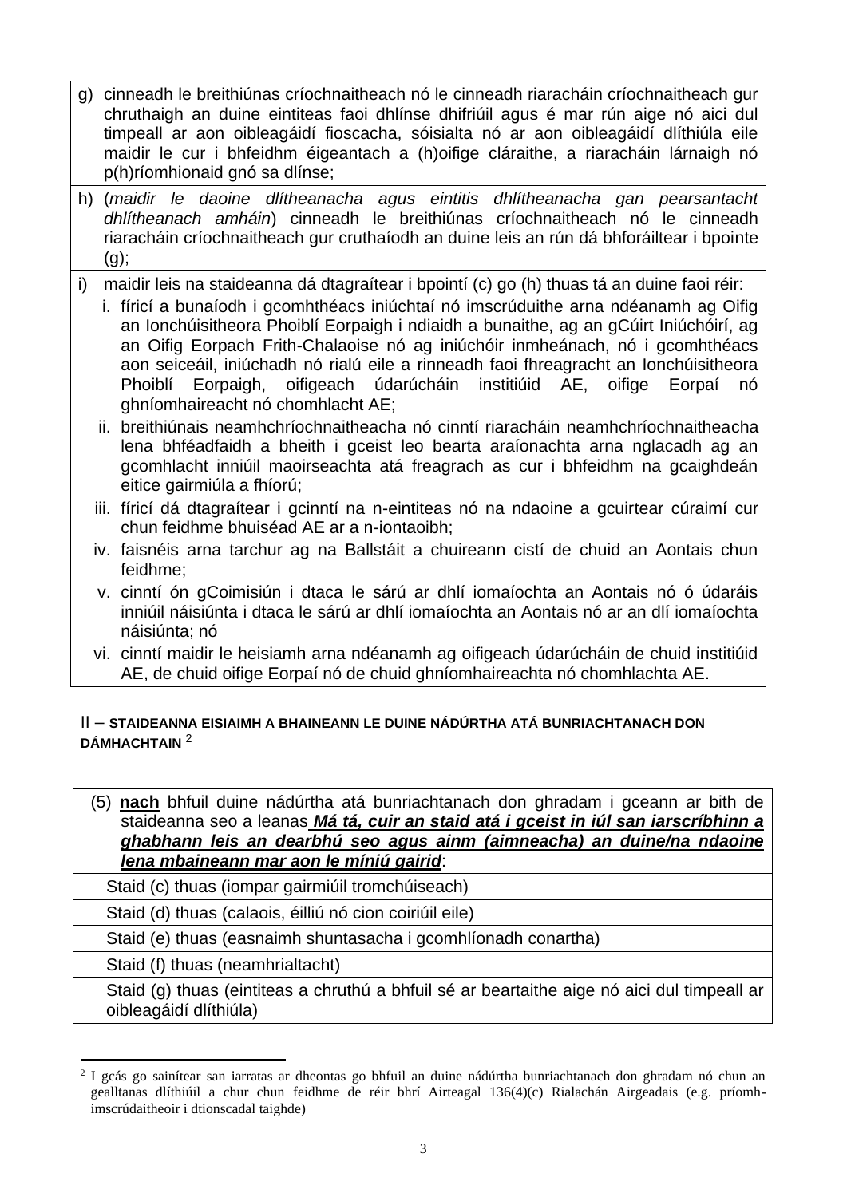g) cinneadh le breithiúnas críochnaitheach nó le cinneadh riaracháin críochnaitheach gur chruthaigh an duine eintiteas faoi dhlínse dhifriúil agus é mar rún aige nó aici dul timpeall ar aon oibleagáidí fioscacha, sóisialta nó ar aon oibleagáidí dlíthiúla eile maidir le cur i bhfeidhm éigeantach a (h)oifige cláraithe, a riaracháin lárnaigh nó p(h)ríomhionaid gnó sa dlínse;

h) (*maidir le daoine dlítheanacha agus eintitis dhlítheanacha gan pearsantacht dhlítheanach amháin*) cinneadh le breithiúnas críochnaitheach nó le cinneadh riaracháin críochnaitheach gur cruthaíodh an duine leis an rún dá bhforáiltear i bpointe (g);

i) maidir leis na staideanna dá dtagraítear i bpointí (c) go (h) thuas tá an duine faoi réir:

   i. fíricí a bunaíodh i gcomhthéacs iniúchtaí nó imscrúduithe arna ndéanamh ag Oifig an Ionchúisitheora Phoiblí Eorpaigh i ndiaidh a bunaithe, ag an gCúirt Iniúchóirí, ag an Oifig Eorpach Frith-Chalaoise nó ag iniúchóir inmheánach, nó i gcomhthéacs aon seiceáil, iniúchadh nó rialú eile a rinneadh faoi fhreagracht an Ionchúisitheora Phoiblí Eorpaigh, oifigeach údarúcháin institiúid AE, oifige Eorpaí nó ghníomhaireacht nó chomhlacht AE;

   ii. breithiúnais neamhchríochnaitheacha nó cinntí riaracháin neamhchríochnaitheacha lena bhféadfaidh a bheith i gceist leo bearta araíonachta arna nglacadh ag an gcomhlacht inniúil maoirseachta atá freagrach as cur i bhfeidhm na gcaighdeán eitice gairmiúla a fhíorú;

   iii. fíricí dá dtagraítear i gcinntí na n-eintiteas nó na ndaoine a gcuirtear cúraimí cur chun feidhme bhuiséad AE ar a n-iontaoibh;

   iv. faisnéis arna tarchur ag na Ballstáit a chuireann cistí de chuid an Aontais chun feidhme;

   v. cinntí ón gCoimisiún i dtaca le sárú ar dhlí iomaíochta an Aontais nó ó údaráis inniúil náisiúnta i dtaca le sárú ar dhlí iomaíochta an Aontais nó ar an dlí iomaíochta náisiúnta; nó

   vi. cinntí maidir le heisiamh arna ndéanamh ag oifigeach údarúcháin de chuid institiúid AE, de chuid oifige Eorpaí nó de chuid ghníomhaireachta nó chomhlachta AE.

## II – STAIDEANNA EISIAIMH A BHAINEANN LE DUINE NÁDÚRTHA ATÁ BUNRIACHTANACH DON DÁMHACHTAIN [2]

| (5) **nach** bhfuil duine nádúrtha atá bunriachtanach don ghradam i gceann ar bith de staideanna seo a leanas ***Má tá, cuir an staid atá i gceist in iúl san iarscríbhinn a ghabhann leis an dearbhú seo agus ainm (aimneacha) an duine/na ndaoine lena mbaineann mar aon le míniú gairid***: |
|---|
| Staid (c) thuas (iompar gairmiúil tromchúiseach) |
| Staid (d) thuas (calaois, éilliú nó cion coiriúil eile) |
| Staid (e) thuas (easnaimh shuntasacha i gcomhlíonadh conartha) |
| Staid (f) thuas (neamhrialtacht) |
| Staid (g) thuas (eintiteas a chruthú a bhfuil sé ar beartaithe aige nó aici dul timpeall ar oibleagáidí dlíthiúla) |

[2] I gcás go sainítear san iarratas ar dheontas go bhfuil an duine nádúrtha bunriachtanach don ghradam nó chun an gealltanas dlíthiúil a chur chun feidhme de réir bhrí Airteagal 136(4)(c) Rialachán Airgeadais (e.g. príomh-imscrúdaitheoir i dtionscadal taighde)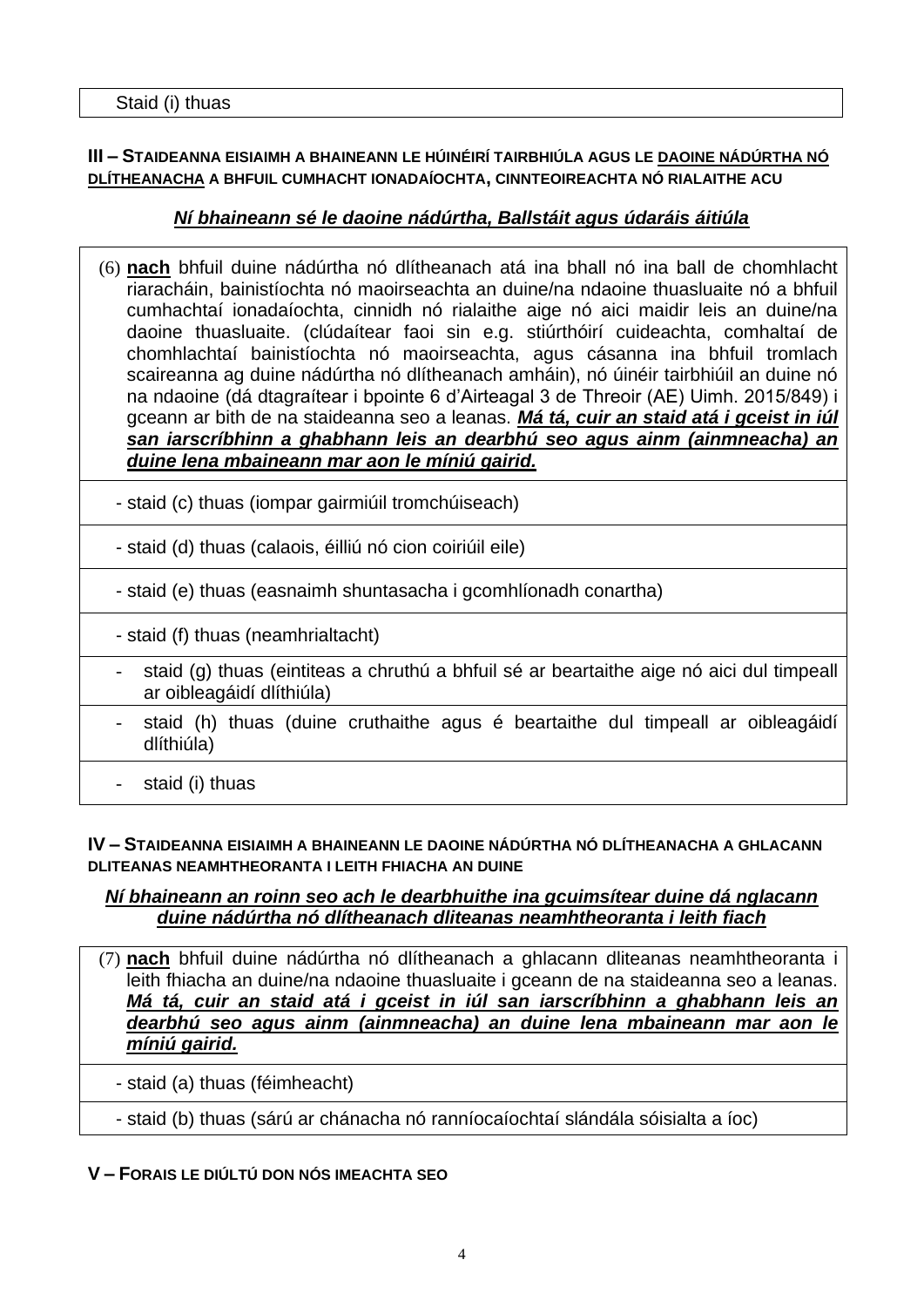| Staid (i) thuas |
|---|

### III – Staideanna eisiaimh a bhaineann le húinéirí tairbhiúla agus le daoine nádúrtha nó dlítheanacha a bhfuil cumhacht ionadaíochta, cinnteoireachta nó rialaithe acu

***Ní bhaineann sé le daoine nádúrtha, Ballstáit agus údaráis áitiúla***

| (6) **nach** bhfuil duine nádúrtha nó dlítheanach atá ina bhall nó ina ball de chomhlacht riaracháin, bainistíochta nó maoirseachta an duine/na ndaoine thuasluaite nó a bhfuil cumhachtaí ionadaíochta, cinnidh nó rialaithe aige nó aici maidir leis an duine/na daoine thuasluaite. (clúdaítear faoi sin e.g. stiúrthóirí cuideachta, comhaltaí de chomhlachtaí bainistíochta nó maoirseachta, agus cásanna ina bhfuil tromlach scaireanna ag duine nádúrtha nó dlítheanach amháin), nó úinéir tairbhiúil an duine nó na ndaoine (dá dtagraítear i bpointe 6 d'Airteagal 3 de Threoir (AE) Uimh. 2015/849) i gceann ar bith de na staideanna seo a leanas. ***Má tá, cuir an staid atá i gceist in iúl san iarscríbhinn a ghabhann leis an dearbhú seo agus ainm (ainmneacha) an duine lena mbaineann mar aon le míniú gairid.*** |
|---|
| - staid (c) thuas (iompar gairmiúil tromchúiseach) |
| - staid (d) thuas (calaois, éilliú nó cion coiriúil eile) |
| - staid (e) thuas (easnaimh shuntasacha i gcomhlíonadh conartha) |
| - staid (f) thuas (neamhrialtacht) |
| - staid (g) thuas (eintiteas a chruthú a bhfuil sé ar beartaithe aige nó aici dul timpeall ar oibleagáidí dlíthiúla) |
| - staid (h) thuas (duine cruthaithe agus é beartaithe dul timpeall ar oibleagáidí dlíthiúla) |
| - staid (i) thuas |

### IV – Staideanna eisiaimh a bhaineann le daoine nádúrtha nó dlítheanacha a ghlacann dliteanas neamhtheoranta i leith fhiacha an duine

***Ní bhaineann an roinn seo ach le dearbhuithe ina gcuimsítear duine dá nglacann duine nádúrtha nó dlítheanach dliteanas neamhtheoranta i leith fiach***

| (7) **nach** bhfuil duine nádúrtha nó dlítheanach a ghlacann dliteanas neamhtheoranta i leith fhiacha an duine/na ndaoine thuasluaite i gceann de na staideanna seo a leanas. ***Má tá, cuir an staid atá i gceist in iúl san iarscríbhinn a ghabhann leis an dearbhú seo agus ainm (ainmneacha) an duine lena mbaineann mar aon le míniú gairid.*** |
|---|
| - staid (a) thuas (féimheacht) |
| - staid (b) thuas (sárú ar chánacha nó ranníocaíochtaí slándála sóisialta a íoc) |

### V – Forais le diúltú don nós imeachta seo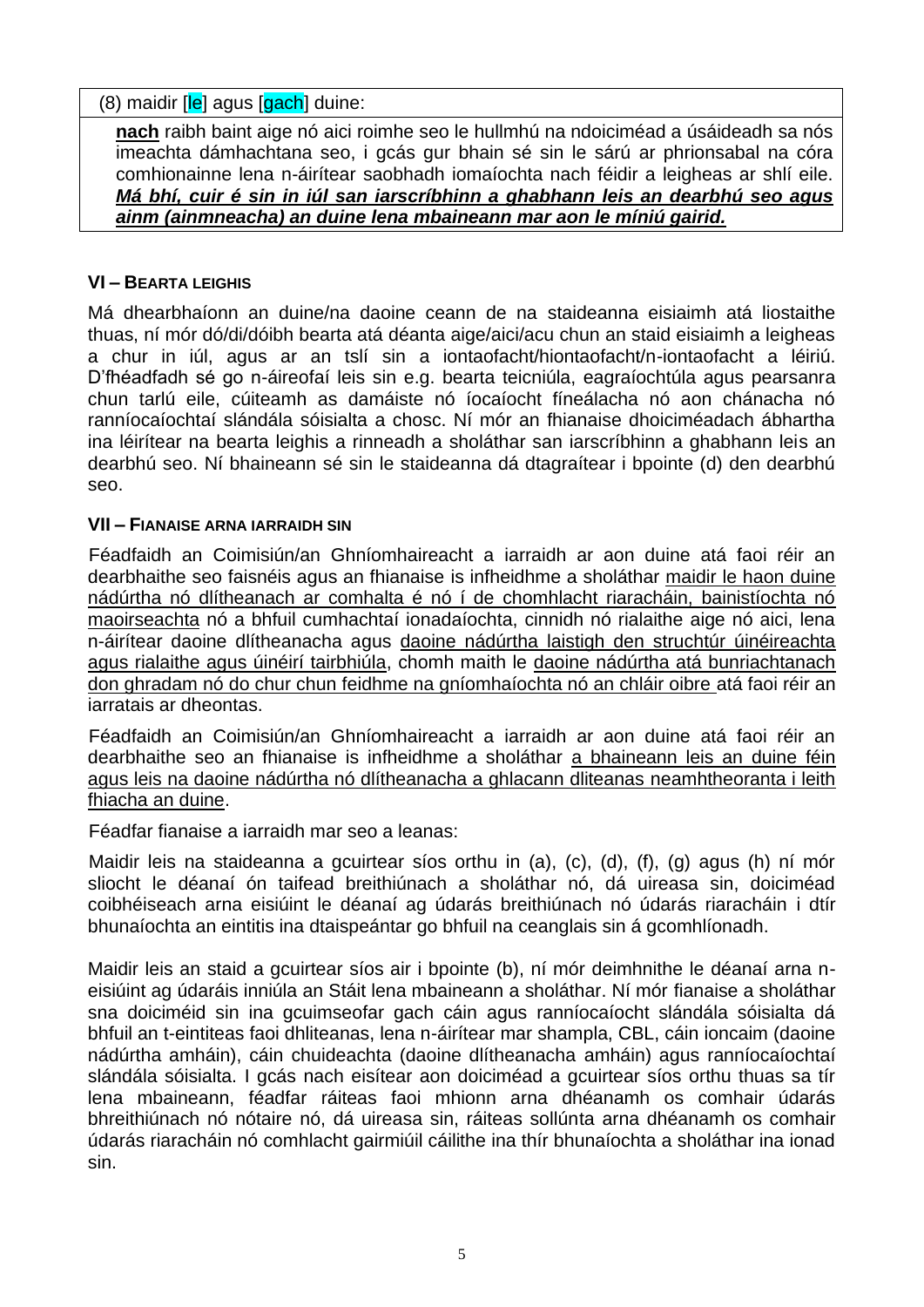| (8) maidir [le] agus [gach] duine: |
|---|
| **nach** raibh baint aige nó aici roimhe seo le hullmhú na ndoiciméad a úsáideadh sa nós imeachta dámhachtana seo, i gcás gur bhain sé sin le sárú ar phrionsabal na córa comhionainne lena n-áirítear saobhadh iomaíochta nach féidir a leigheas ar shlí eile. ***Má bhí, cuir é sin in iúl san iarscríbhinn a ghabhann leis an dearbhú seo agus ainm (ainmneacha) an duine lena mbaineann mar aon le míniú gairid.*** |

### VI – Bearta leighis

Má dhearbhaíonn an duine/na daoine ceann de na staideanna eisiaimh atá liostaithe thuas, ní mór dó/di/dóibh bearta atá déanta aige/aici/acu chun an staid eisiaimh a leigheas a chur in iúl, agus ar an tslí sin a iontaofacht/hiontaofacht/n-iontaofacht a léiriú. D'fhéadfadh sé go n-áireofaí leis sin e.g. bearta teicniúla, eagraíochtúla agus pearsanra chun tarlú eile, cúiteamh as damáiste nó íocaíocht fíneálacha nó aon chánacha nó ranníocaíochtaí slándála sóisialta a chosc. Ní mór an fhianaise dhoiciméadach ábhartha ina léirítear na bearta leighis a rinneadh a sholáthar san iarscríbhinn a ghabhann leis an dearbhú seo. Ní bhaineann sé sin le staideanna dá dtagraítear i bpointe (d) den dearbhú seo.

### VII – Fianaise arna iarraidh sin

Féadfaidh an Coimisiún/an Ghníomhaireacht a iarraidh ar aon duine atá faoi réir an dearbhaithe seo faisnéis agus an fhianaise is infheidhme a sholáthar maidir le haon duine nádúrtha nó dlítheanach ar comhalta é nó í de chomhlacht riaracháin, bainistíochta nó maoirseachta nó a bhfuil cumhachtaí ionadaíochta, cinnidh nó rialaithe aige nó aici, lena n-áirítear daoine dlítheanacha agus daoine nádúrtha laistigh den struchtúr úinéireachta agus rialaithe agus úinéirí tairbhiúla, chomh maith le daoine nádúrtha atá bunriachtanach don ghradam nó do chur chun feidhme na gníomhaíochta nó an chláir oibre atá faoi réir an iarratais ar dheontas.

Féadfaidh an Coimisiún/an Ghníomhaireacht a iarraidh ar aon duine atá faoi réir an dearbhaithe seo an fhianaise is infheidhme a sholáthar a bhaineann leis an duine féin agus leis na daoine nádúrtha nó dlítheanacha a ghlacann dliteanas neamhtheoranta i leith fhiacha an duine.

Féadfar fianaise a iarraidh mar seo a leanas:

Maidir leis na staideanna a gcuirtear síos orthu in (a), (c), (d), (f), (g) agus (h) ní mór sliocht le déanaí ón taifead breithiúnach a sholáthar nó, dá uireasa sin, doiciméad coibhéiseach arna eisiúint le déanaí ag údarás breithiúnach nó údarás riaracháin i dtír bhunaíochta an eintitis ina dtaispeántar go bhfuil na ceanglais sin á gcomhlíonadh.

Maidir leis an staid a gcuirtear síos air i bpointe (b), ní mór deimhnithe le déanaí arna n-eisiúint ag údaráis inniúla an Stáit lena mbaineann a sholáthar. Ní mór fianaise a sholáthar sna doiciméid sin ina gcuimseofar gach cáin agus ranníocaíocht slándála sóisialta dá bhfuil an t-eintiteas faoi dhliteanas, lena n-áirítear mar shampla, CBL, cáin ioncaim (daoine nádúrtha amháin), cáin chuideachta (daoine dlítheanacha amháin) agus ranníocaíochtaí slándála sóisialta. I gcás nach eisítear aon doiciméad a gcuirtear síos orthu thuas sa tír lena mbaineann, féadfar ráiteas faoi mhionn arna dhéanamh os comhair údarás bhreithiúnach nó nótaire nó, dá uireasa sin, ráiteas sollúnta arna dhéanamh os comhair údarás riaracháin nó comhlacht gairmiúil cáilithe ina thír bhunaíochta a sholáthar ina ionad sin.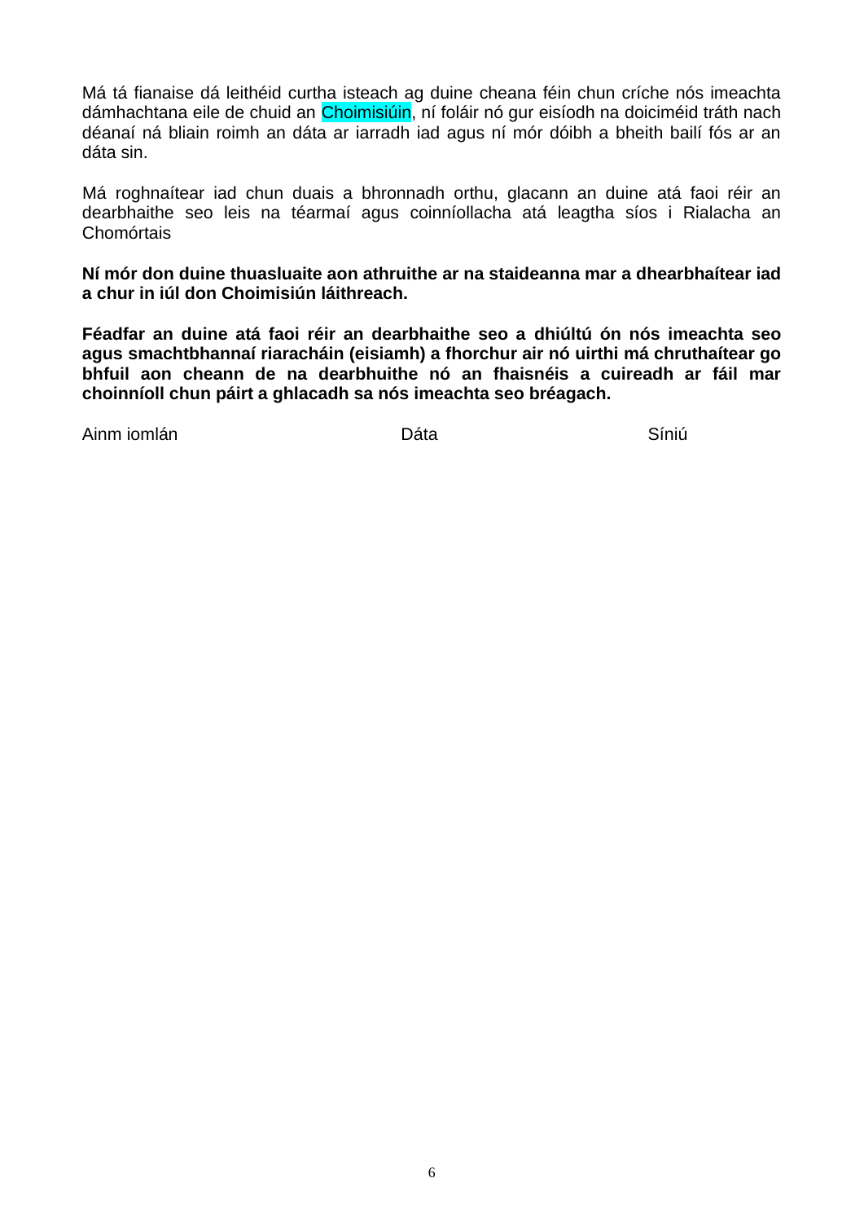Má tá fianaise dá leithéid curtha isteach ag duine cheana féin chun críche nós imeachta dámhachtana eile de chuid an Choimisiúin, ní foláir nó gur eisíodh na doiciméid tráth nach déanaí ná bliain roimh an dáta ar iarradh iad agus ní mór dóibh a bheith bailí fós ar an dáta sin.

Má roghnaítear iad chun duais a bhronnadh orthu, glacann an duine atá faoi réir an dearbhaithe seo leis na téarmaí agus coinníollacha atá leagtha síos i Rialacha an Chomórtais

**Ní mór don duine thuasluaite aon athruithe ar na staideanna mar a dhearbhaítear iad a chur in iúl don Choimisiún láithreach.**

**Féadfar an duine atá faoi réir an dearbhaithe seo a dhiúltú ón nós imeachta seo agus smachtbhannaí riaracháin (eisiamh) a fhorchur air nó uirthi má chruthaítear go bhfuil aon cheann de na dearbhuithe nó an fhaisnéis a cuireadh ar fáil mar choinníoll chun páirt a ghlacadh sa nós imeachta seo bréagach.**

Ainm iomlán　　　　　　　　Dáta　　　　　　　　Síniú